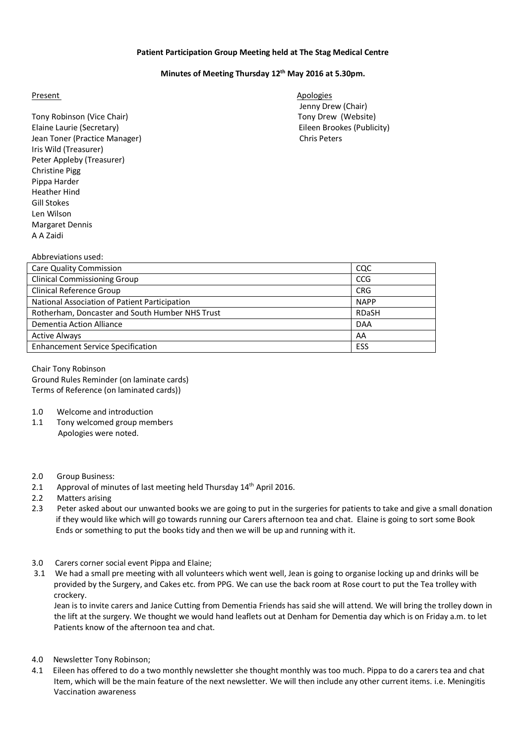**Patient Participation Group Meeting held at The Stag Medical Centre**

**Minutes of Meeting Thursday 12th May 2016 at 5.30pm.**

Present

Tony Robinson (Vice Chair)
Elaine Laurie (Secretary)
Jean Toner (Practice Manager)
Iris Wild (Treasurer)
Peter Appleby (Treasurer)
Christine Pigg
Pippa Harder
Heather Hind
Gill Stokes
Len Wilson
Margaret Dennis
A A Zaidi

Apologies

Jenny Drew (Chair)
Tony Drew (Website)
Eileen Brookes (Publicity)
Chris Peters

Abbreviations used:

| | |
|---|---|
| Care Quality Commission | CQC |
| Clinical Commissioning Group | CCG |
| Clinical Reference Group | CRG |
| National Association of Patient Participation | NAPP |
| Rotherham, Doncaster and South Humber NHS Trust | RDaSH |
| Dementia Action Alliance | DAA |
| Active Always | AA |
| Enhancement Service Specification | ESS |

Chair Tony Robinson
Ground Rules Reminder (on laminate cards)
Terms of Reference (on laminated cards))

1.0 Welcome and introduction

1.1 Tony welcomed group members
Apologies were noted.

2.0 Group Business:

2.1 Approval of minutes of last meeting held Thursday 14th April 2016.

2.2 Matters arising

2.3 Peter asked about our unwanted books we are going to put in the surgeries for patients to take and give a small donation if they would like which will go towards running our Carers afternoon tea and chat. Elaine is going to sort some Book Ends or something to put the books tidy and then we will be up and running with it.

3.0 Carers corner social event Pippa and Elaine;

3.1 We had a small pre meeting with all volunteers which went well, Jean is going to organise locking up and drinks will be provided by the Surgery, and Cakes etc. from PPG. We can use the back room at Rose court to put the Tea trolley with crockery.
Jean is to invite carers and Janice Cutting from Dementia Friends has said she will attend. We will bring the trolley down in the lift at the surgery. We thought we would hand leaflets out at Denham for Dementia day which is on Friday a.m. to let Patients know of the afternoon tea and chat.

4.0 Newsletter Tony Robinson;

4.1 Eileen has offered to do a two monthly newsletter she thought monthly was too much. Pippa to do a carers tea and chat Item, which will be the main feature of the next newsletter. We will then include any other current items. i.e. Meningitis Vaccination awareness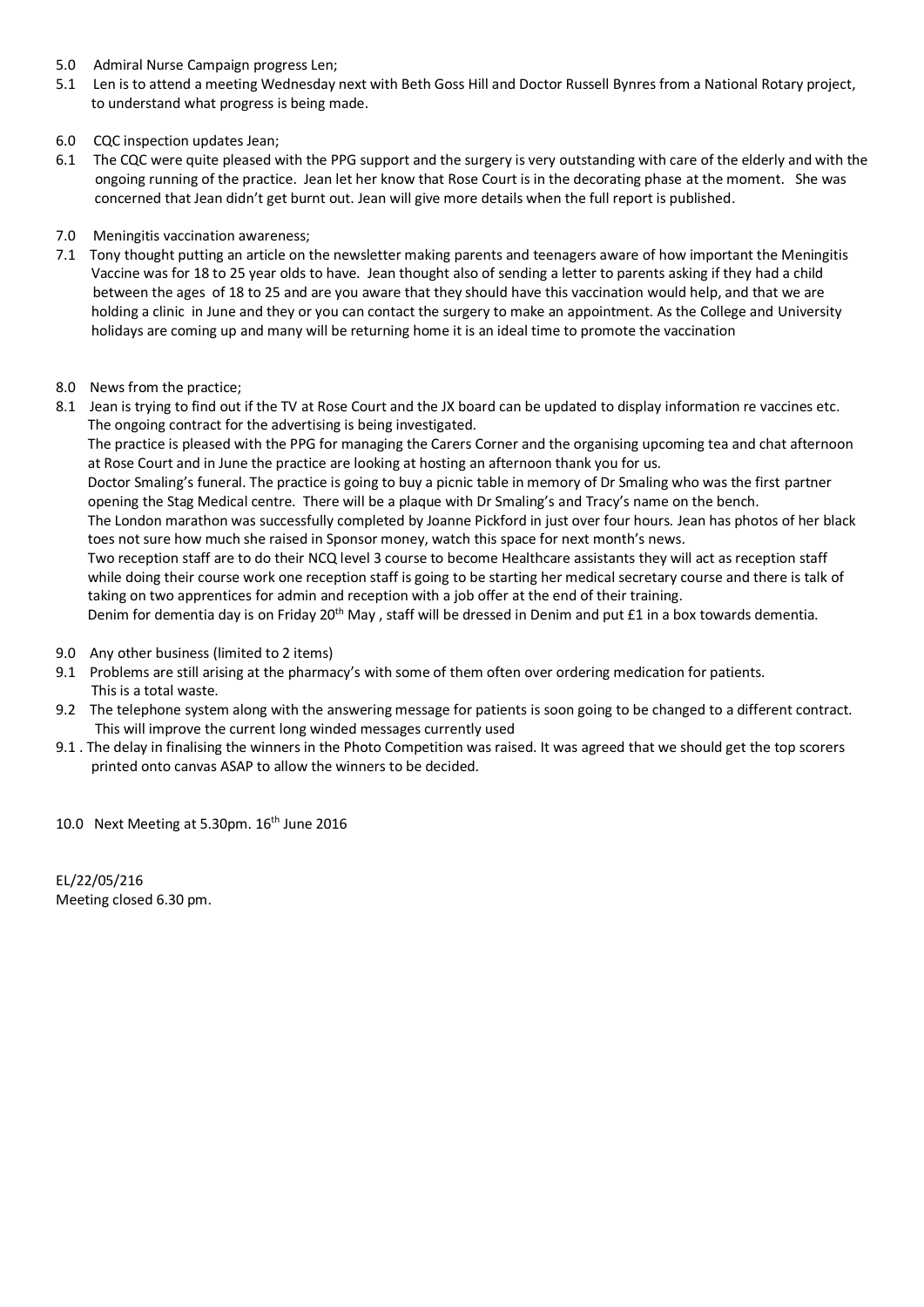5.0 Admiral Nurse Campaign progress Len;

5.1 Len is to attend a meeting Wednesday next with Beth Goss Hill and Doctor Russell Bynres from a National Rotary project, to understand what progress is being made.

6.0 CQC inspection updates Jean;

6.1 The CQC were quite pleased with the PPG support and the surgery is very outstanding with care of the elderly and with the ongoing running of the practice. Jean let her know that Rose Court is in the decorating phase at the moment. She was concerned that Jean didn't get burnt out. Jean will give more details when the full report is published.

7.0 Meningitis vaccination awareness;

7.1 Tony thought putting an article on the newsletter making parents and teenagers aware of how important the Meningitis Vaccine was for 18 to 25 year olds to have. Jean thought also of sending a letter to parents asking if they had a child between the ages of 18 to 25 and are you aware that they should have this vaccination would help, and that we are holding a clinic in June and they or you can contact the surgery to make an appointment. As the College and University holidays are coming up and many will be returning home it is an ideal time to promote the vaccination

8.0 News from the practice;

8.1 Jean is trying to find out if the TV at Rose Court and the JX board can be updated to display information re vaccines etc. The ongoing contract for the advertising is being investigated.

The practice is pleased with the PPG for managing the Carers Corner and the organising upcoming tea and chat afternoon at Rose Court and in June the practice are looking at hosting an afternoon thank you for us.

Doctor Smaling's funeral. The practice is going to buy a picnic table in memory of Dr Smaling who was the first partner opening the Stag Medical centre. There will be a plaque with Dr Smaling's and Tracy's name on the bench.

The London marathon was successfully completed by Joanne Pickford in just over four hours. Jean has photos of her black toes not sure how much she raised in Sponsor money, watch this space for next month's news.

Two reception staff are to do their NCQ level 3 course to become Healthcare assistants they will act as reception staff while doing their course work one reception staff is going to be starting her medical secretary course and there is talk of taking on two apprentices for admin and reception with a job offer at the end of their training.

Denim for dementia day is on Friday 20th May , staff will be dressed in Denim and put £1 in a box towards dementia.

9.0 Any other business (limited to 2 items)

9.1 Problems are still arising at the pharmacy's with some of them often over ordering medication for patients. This is a total waste.

9.2 The telephone system along with the answering message for patients is soon going to be changed to a different contract. This will improve the current long winded messages currently used

9.1 . The delay in finalising the winners in the Photo Competition was raised. It was agreed that we should get the top scorers printed onto canvas ASAP to allow the winners to be decided.

10.0 Next Meeting at 5.30pm. 16th June 2016

EL/22/05/216

Meeting closed 6.30 pm.